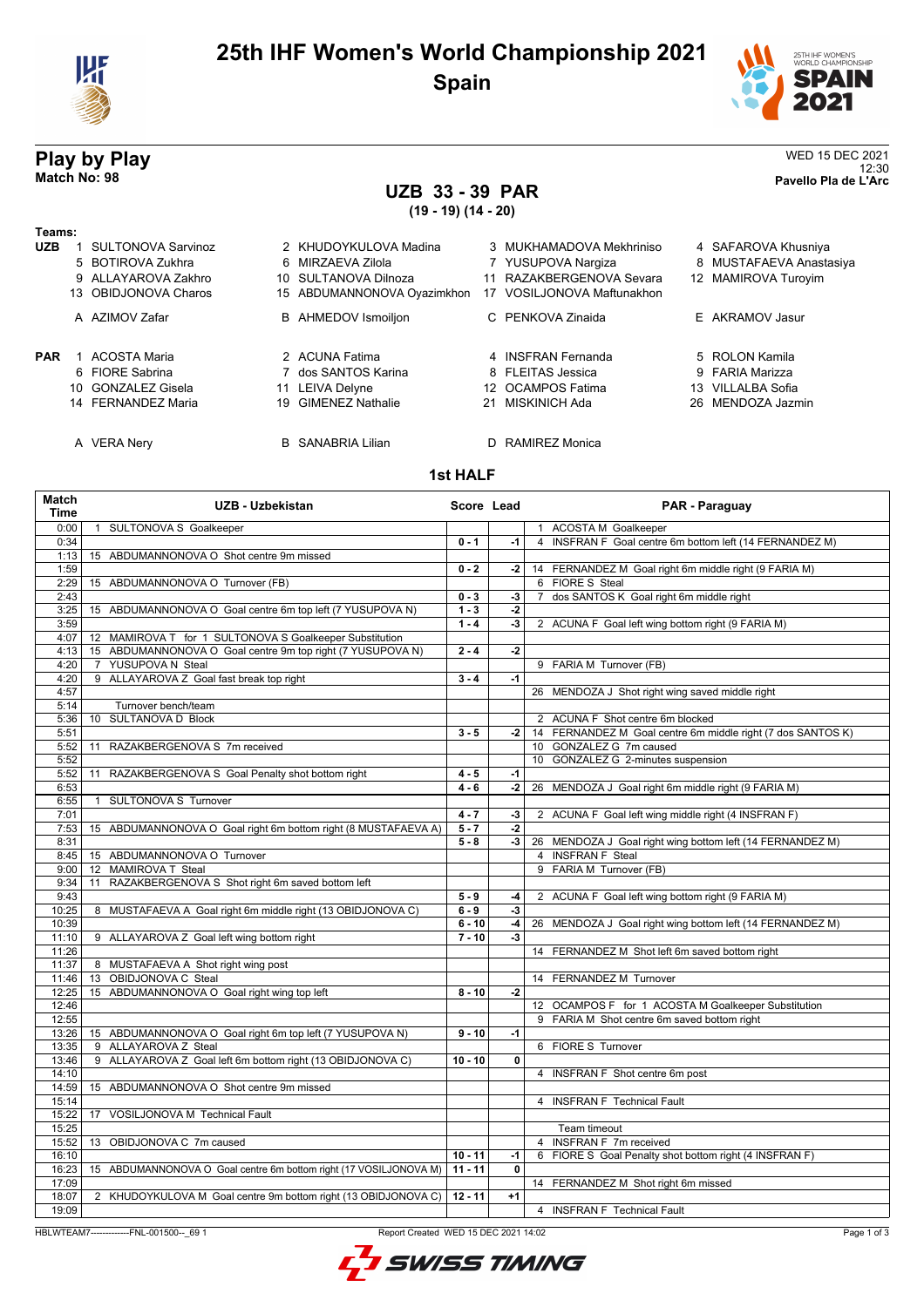# 25th IHF Women's World Championship 2021
## Spain

## Play by Play
**Match No: 98**

WED 15 DEC 2021
12:30
**Pavello Pla de L'Arc**

### UZB 33 - 39 PAR
**(19 - 19) (14 - 20)**

**Teams:**

**UZB**
1 SULTONOVA Sarvinoz, 2 KHUDOYKULOVA Madina, 3 MUKHAMADOVA Mekhriniso, 4 SAFAROVA Khusniya, 5 BOTIROVA Zukhra, 6 MIRZAEVA Zilola, 7 YUSUPOVA Nargiza, 8 MUSTAFAEVA Anastasiya, 9 ALLAYAROVA Zakhro, 10 SULTANOVA Dilnoza, 11 RAZAKBERGENOVA Sevara, 12 MAMIROVA Turoyim, 13 OBIDJONOVA Charos, 15 ABDUMANNONOVA Oyazimkhon, 17 VOSILJONOVA Maftunakhon

A AZIMOV Zafar, B AHMEDOV Ismoiljon, C PENKOVA Zinaida, E AKRAMOV Jasur

**PAR**
1 ACOSTA Maria, 2 ACUNA Fatima, 4 INSFRAN Fernanda, 5 ROLON Kamila, 6 FIORE Sabrina, 7 dos SANTOS Karina, 8 FLEITAS Jessica, 9 FARIA Marizza, 10 GONZALEZ Gisela, 11 LEIVA Delyne, 12 OCAMPOS Fatima, 13 VILLALBA Sofia, 14 FERNANDEZ Maria, 19 GIMENEZ Nathalie, 21 MISKINICH Ada, 26 MENDOZA Jazmin

A VERA Nery, B SANABRIA Lilian, D RAMIREZ Monica

### 1st HALF

| Match Time | UZB - Uzbekistan | Score | Lead | PAR - Paraguay |
|---|---|---|---|---|
| 0:00 | 1 SULTONOVA S Goalkeeper | | | 1 ACOSTA M Goalkeeper |
| 0:34 | | 0 - 1 | -1 | 4 INSFRAN F Goal centre 6m bottom left (14 FERNANDEZ M) |
| 1:13 | 15 ABDUMANNONOVA O Shot centre 9m missed | | | |
| 1:59 | | 0 - 2 | -2 | 14 FERNANDEZ M Goal right 6m middle right (9 FARIA M) |
| 2:29 | 15 ABDUMANNONOVA O Turnover (FB) | | | 6 FIORE S Steal |
| 2:43 | | 0 - 3 | -3 | 7 dos SANTOS K Goal right 6m middle right |
| 3:25 | 15 ABDUMANNONOVA O Goal centre 6m top left (7 YUSUPOVA N) | 1 - 3 | -2 | |
| 3:59 | | 1 - 4 | -3 | 2 ACUNA F Goal left wing bottom right (9 FARIA M) |
| 4:07 | 12 MAMIROVA T for 1 SULTONOVA S Goalkeeper Substitution | | | |
| 4:13 | 15 ABDUMANNONOVA O Goal centre 9m top right (7 YUSUPOVA N) | 2 - 4 | -2 | |
| 4:20 | 7 YUSUPOVA N Steal | | | 9 FARIA M Turnover (FB) |
| 4:20 | 9 ALLAYAROVA Z Goal fast break top right | 3 - 4 | -1 | |
| 4:57 | | | | 26 MENDOZA J Shot right wing saved middle right |
| 5:14 | Turnover bench/team | | | |
| 5:36 | 10 SULTANOVA D Block | | | 2 ACUNA F Shot centre 6m blocked |
| 5:51 | | 3 - 5 | -2 | 14 FERNANDEZ M Goal centre 6m middle right (7 dos SANTOS K) |
| 5:52 | 11 RAZAKBERGENOVA S 7m received | | | 10 GONZALEZ G 7m caused |
| 5:52 | | | | 10 GONZALEZ G 2-minutes suspension |
| 5:52 | 11 RAZAKBERGENOVA S Goal Penalty shot bottom right | 4 - 5 | -1 | |
| 6:53 | | 4 - 6 | -2 | 26 MENDOZA J Goal right 6m middle right (9 FARIA M) |
| 6:55 | 1 SULTONOVA S Turnover | | | |
| 7:01 | | 4 - 7 | -3 | 2 ACUNA F Goal left wing middle right (4 INSFRAN F) |
| 7:53 | 15 ABDUMANNONOVA O Goal right 6m bottom right (8 MUSTAFAEVA A) | 5 - 7 | -2 | |
| 8:31 | | 5 - 8 | -3 | 26 MENDOZA J Goal right wing bottom left (14 FERNANDEZ M) |
| 8:45 | 15 ABDUMANNONOVA O Turnover | | | 4 INSFRAN F Steal |
| 9:00 | 12 MAMIROVA T Steal | | | 9 FARIA M Turnover (FB) |
| 9:34 | 11 RAZAKBERGENOVA S Shot right 6m saved bottom left | | | |
| 9:43 | | 5 - 9 | -4 | 2 ACUNA F Goal left wing bottom right (9 FARIA M) |
| 10:25 | 8 MUSTAFAEVA A Goal right 6m middle right (13 OBIDJONOVA C) | 6 - 9 | -3 | |
| 10:39 | | 6 - 10 | -4 | 26 MENDOZA J Goal right wing bottom left (14 FERNANDEZ M) |
| 11:10 | 9 ALLAYAROVA Z Goal left wing bottom right | 7 - 10 | -3 | |
| 11:26 | | | | 14 FERNANDEZ M Shot left 6m saved bottom right |
| 11:37 | 8 MUSTAFAEVA A Shot right wing post | | | |
| 11:46 | 13 OBIDJONOVA C Steal | | | 14 FERNANDEZ M Turnover |
| 12:25 | 15 ABDUMANNONOVA O Goal right wing top left | 8 - 10 | -2 | |
| 12:46 | | | | 12 OCAMPOS F for 1 ACOSTA M Goalkeeper Substitution |
| 12:55 | | | | 9 FARIA M Shot centre 6m saved bottom right |
| 13:26 | 15 ABDUMANNONOVA O Goal right 6m top left (7 YUSUPOVA N) | 9 - 10 | -1 | |
| 13:35 | 9 ALLAYAROVA Z Steal | | | 6 FIORE S Turnover |
| 13:46 | 9 ALLAYAROVA Z Goal left 6m bottom right (13 OBIDJONOVA C) | 10 - 10 | 0 | |
| 14:10 | | | | 4 INSFRAN F Shot centre 6m post |
| 14:59 | 15 ABDUMANNONOVA O Shot centre 9m missed | | | |
| 15:14 | | | | 4 INSFRAN F Technical Fault |
| 15:22 | 17 VOSILJONOVA M Technical Fault | | | |
| 15:25 | | | | Team timeout |
| 15:52 | 13 OBIDJONOVA C 7m caused | | | 4 INSFRAN F 7m received |
| 16:10 | | 10 - 11 | -1 | 6 FIORE S Goal Penalty shot bottom right (4 INSFRAN F) |
| 16:23 | 15 ABDUMANNONOVA O Goal centre 6m bottom right (17 VOSILJONOVA M) | 11 - 11 | 0 | |
| 17:09 | | | | 14 FERNANDEZ M Shot right 6m missed |
| 18:07 | 2 KHUDOYKULOVA M Goal centre 9m bottom right (13 OBIDJONOVA C) | 12 - 11 | +1 | |
| 19:09 | | | | 4 INSFRAN F Technical Fault |

HBLWTEAM7-------------FNL-001500--_69 1 Report Created WED 15 DEC 2021 14:02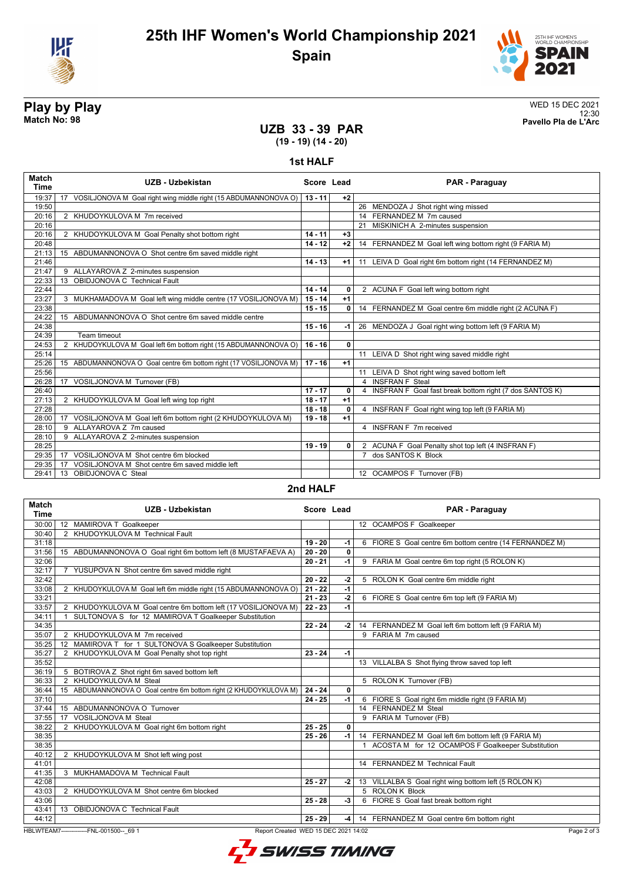# 25th IHF Women's World Championship 2021

## Spain

**Play by Play**
**Match No: 98**

WED 15 DEC 2021
12:30
**Pavello Pla de L'Arc**

## UZB 33 - 39 PAR
**(19 - 19) (14 - 20)**

### 1st HALF

| Match Time | UZB - Uzbekistan | Score | Lead | PAR - Paraguay |
|---|---|---|---|---|
| 19:37 | 17 VOSILJONOVA M Goal right wing middle right (15 ABDUMANNONOVA O) | 13 - 11 | +2 | |
| 19:50 | | | | 26 MENDOZA J Shot right wing missed |
| 20:16 | 2 KHUDOYKULOVA M 7m received | | | 14 FERNANDEZ M 7m caused |
| 20:16 | | | | 21 MISKINICH A 2-minutes suspension |
| 20:16 | 2 KHUDOYKULOVA M Goal Penalty shot bottom right | 14 - 11 | +3 | |
| 20:48 | | 14 - 12 | +2 | 14 FERNANDEZ M Goal left wing bottom right (9 FARIA M) |
| 21:13 | 15 ABDUMANNONOVA O Shot centre 6m saved middle right | | | |
| 21:46 | | 14 - 13 | +1 | 11 LEIVA D Goal right 6m bottom right (14 FERNANDEZ M) |
| 21:47 | 9 ALLAYAROVA Z 2-minutes suspension | | | |
| 22:33 | 13 OBIDJONOVA C Technical Fault | | | |
| 22:44 | | 14 - 14 | 0 | 2 ACUNA F Goal left wing bottom right |
| 23:27 | 3 MUKHAMADOVA M Goal left wing middle centre (17 VOSILJONOVA M) | 15 - 14 | +1 | |
| 23:38 | | 15 - 15 | 0 | 14 FERNANDEZ M Goal centre 6m middle right (2 ACUNA F) |
| 24:22 | 15 ABDUMANNONOVA O Shot centre 6m saved middle centre | | | |
| 24:38 | | 15 - 16 | -1 | 26 MENDOZA J Goal right wing bottom left (9 FARIA M) |
| 24:39 | Team timeout | | | |
| 24:53 | 2 KHUDOYKULOVA M Goal left 6m bottom right (15 ABDUMANNONOVA O) | 16 - 16 | 0 | |
| 25:14 | | | | 11 LEIVA D Shot right wing saved middle right |
| 25:26 | 15 ABDUMANNONOVA O Goal centre 6m bottom right (17 VOSILJONOVA M) | 17 - 16 | +1 | |
| 25:56 | | | | 11 LEIVA D Shot right wing saved bottom left |
| 26:28 | 17 VOSILJONOVA M Turnover (FB) | | | 4 INSFRAN F Steal |
| 26:40 | | 17 - 17 | 0 | 4 INSFRAN F Goal fast break bottom right (7 dos SANTOS K) |
| 27:13 | 2 KHUDOYKULOVA M Goal left wing top right | 18 - 17 | +1 | |
| 27:28 | | 18 - 18 | 0 | 4 INSFRAN F Goal right wing top left (9 FARIA M) |
| 28:00 | 17 VOSILJONOVA M Goal left 6m bottom right (2 KHUDOYKULOVA M) | 19 - 18 | +1 | |
| 28:10 | 9 ALLAYAROVA Z 7m caused | | | 4 INSFRAN F 7m received |
| 28:10 | 9 ALLAYAROVA Z 2-minutes suspension | | | |
| 28:25 | | 19 - 19 | 0 | 2 ACUNA F Goal Penalty shot top left (4 INSFRAN F) |
| 29:35 | 17 VOSILJONOVA M Shot centre 6m blocked | | | 7 dos SANTOS K Block |
| 29:35 | 17 VOSILJONOVA M Shot centre 6m saved middle left | | | |
| 29:41 | 13 OBIDJONOVA C Steal | | | 12 OCAMPOS F Turnover (FB) |

### 2nd HALF

| Match Time | UZB - Uzbekistan | Score | Lead | PAR - Paraguay |
|---|---|---|---|---|
| 30:00 | 12 MAMIROVA T Goalkeeper | | | 12 OCAMPOS F Goalkeeper |
| 30:40 | 2 KHUDOYKULOVA M Technical Fault | | | |
| 31:18 | | 19 - 20 | -1 | 6 FIORE S Goal centre 6m bottom centre (14 FERNANDEZ M) |
| 31:56 | 15 ABDUMANNONOVA O Goal right 6m bottom left (8 MUSTAFAEVA A) | 20 - 20 | 0 | |
| 32:06 | | 20 - 21 | -1 | 9 FARIA M Goal centre 6m top right (5 ROLON K) |
| 32:17 | 7 YUSUPOVA N Shot centre 6m saved middle right | | | |
| 32:42 | | 20 - 22 | -2 | 5 ROLON K Goal centre 6m middle right |
| 33:08 | 2 KHUDOYKULOVA M Goal left 6m middle right (15 ABDUMANNONOVA O) | 21 - 22 | -1 | |
| 33:21 | | 21 - 23 | -2 | 6 FIORE S Goal centre 6m top left (9 FARIA M) |
| 33:57 | 2 KHUDOYKULOVA M Goal centre 6m bottom left (17 VOSILJONOVA M) | 22 - 23 | -1 | |
| 34:11 | 1 SULTONOVA S for 12 MAMIROVA T Goalkeeper Substitution | | | |
| 34:35 | | 22 - 24 | -2 | 14 FERNANDEZ M Goal left 6m bottom left (9 FARIA M) |
| 35:07 | 2 KHUDOYKULOVA M 7m received | | | 9 FARIA M 7m caused |
| 35:25 | 12 MAMIROVA T for 1 SULTONOVA S Goalkeeper Substitution | | | |
| 35:27 | 2 KHUDOYKULOVA M Goal Penalty shot top right | 23 - 24 | -1 | |
| 35:52 | | | | 13 VILLALBA S Shot flying throw saved top left |
| 36:19 | 5 BOTIROVA Z Shot right 6m saved bottom left | | | |
| 36:33 | 2 KHUDOYKULOVA M Steal | | | 5 ROLON K Turnover (FB) |
| 36:44 | 15 ABDUMANNONOVA O Goal centre 6m bottom right (2 KHUDOYKULOVA M) | 24 - 24 | 0 | |
| 37:10 | | 24 - 25 | -1 | 6 FIORE S Goal right 6m middle right (9 FARIA M) |
| 37:44 | 15 ABDUMANNONOVA O Turnover | | | 14 FERNANDEZ M Steal |
| 37:55 | 17 VOSILJONOVA M Steal | | | 9 FARIA M Turnover (FB) |
| 38:22 | 2 KHUDOYKULOVA M Goal right 6m bottom right | 25 - 25 | 0 | |
| 38:35 | | 25 - 26 | -1 | 14 FERNANDEZ M Goal left 6m bottom left (9 FARIA M) |
| 38:35 | | | | 1 ACOSTA M for 12 OCAMPOS F Goalkeeper Substitution |
| 40:12 | 2 KHUDOYKULOVA M Shot left wing post | | | |
| 41:01 | | | | 14 FERNANDEZ M Technical Fault |
| 41:35 | 3 MUKHAMADOVA M Technical Fault | | | |
| 42:08 | | 25 - 27 | -2 | 13 VILLALBA S Goal right wing bottom left (5 ROLON K) |
| 43:03 | 2 KHUDOYKULOVA M Shot centre 6m blocked | | | 5 ROLON K Block |
| 43:06 | | 25 - 28 | -3 | 6 FIORE S Goal fast break bottom right |
| 43:41 | 13 OBIDJONOVA C Technical Fault | | | |
| 44:12 | | 25 - 29 | -4 | 14 FERNANDEZ M Goal centre 6m bottom right |

HBLWTEAM7-------------FNL-001500--_69 1 Report Created WED 15 DEC 2021 14:02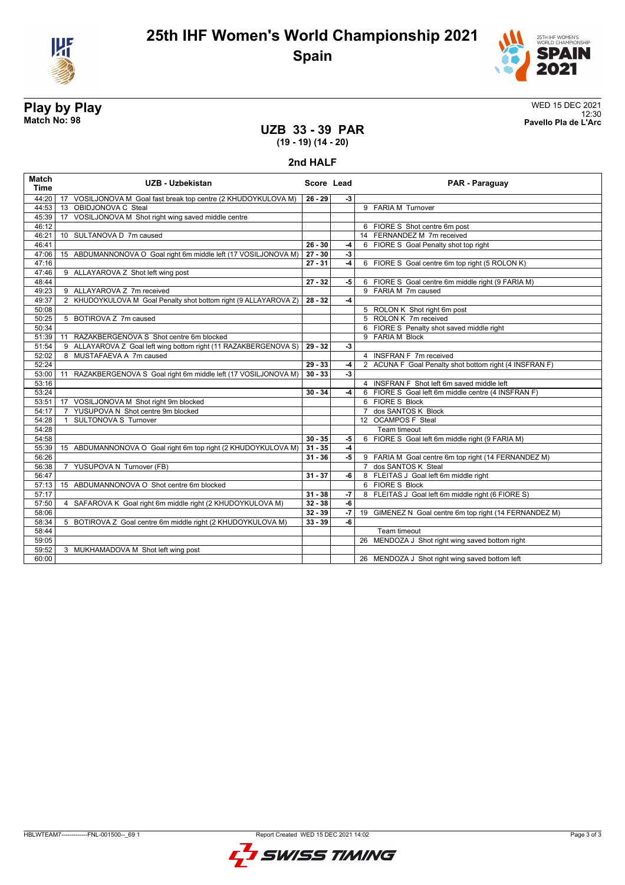# 25th IHF Women's World Championship 2021

## Spain

**Play by Play**
**Match No: 98**

WED 15 DEC 2021
12:30
**Pavello Pla de L'Arc**

### UZB 33 - 39 PAR
**(19 - 19) (14 - 20)**

### 2nd HALF

| Match Time | UZB - Uzbekistan | Score | Lead | PAR - Paraguay |
|---|---|---|---|---|
| 44:20 | 17 VOSILJONOVA M Goal fast break top centre (2 KHUDOYKULOVA M) | 26 - 29 | -3 | |
| 44:53 | 13 OBIDJONOVA C Steal | | | 9 FARIA M Turnover |
| 45:39 | 17 VOSILJONOVA M Shot right wing saved middle centre | | | |
| 46:12 | | | | 6 FIORE S Shot centre 6m post |
| 46:21 | 10 SULTANOVA D 7m caused | | | 14 FERNANDEZ M 7m received |
| 46:41 | | 26 - 30 | -4 | 6 FIORE S Goal Penalty shot top right |
| 47:06 | 15 ABDUMANNONOVA O Goal right 6m middle left (17 VOSILJONOVA M) | 27 - 30 | -3 | |
| 47:16 | | 27 - 31 | -4 | 6 FIORE S Goal centre 6m top right (5 ROLON K) |
| 47:46 | 9 ALLAYAROVA Z Shot left wing post | | | |
| 48:44 | | 27 - 32 | -5 | 6 FIORE S Goal centre 6m middle right (9 FARIA M) |
| 49:23 | 9 ALLAYAROVA Z 7m received | | | 9 FARIA M 7m caused |
| 49:37 | 2 KHUDOYKULOVA M Goal Penalty shot bottom right (9 ALLAYAROVA Z) | 28 - 32 | -4 | |
| 50:08 | | | | 5 ROLON K Shot right 6m post |
| 50:25 | 5 BOTIROVA Z 7m caused | | | 5 ROLON K 7m received |
| 50:34 | | | | 6 FIORE S Penalty shot saved middle right |
| 51:39 | 11 RAZAKBERGENOVA S Shot centre 6m blocked | | | 9 FARIA M Block |
| 51:54 | 9 ALLAYAROVA Z Goal left wing bottom right (11 RAZAKBERGENOVA S) | 29 - 32 | -3 | |
| 52:02 | 8 MUSTAFAEVA A 7m caused | | | 4 INSFRAN F 7m received |
| 52:24 | | 29 - 33 | -4 | 2 ACUNA F Goal Penalty shot bottom right (4 INSFRAN F) |
| 53:00 | 11 RAZAKBERGENOVA S Goal right 6m middle left (17 VOSILJONOVA M) | 30 - 33 | -3 | |
| 53:16 | | | | 4 INSFRAN F Shot left 6m saved middle left |
| 53:24 | | 30 - 34 | -4 | 6 FIORE S Goal left 6m middle centre (4 INSFRAN F) |
| 53:51 | 17 VOSILJONOVA M Shot right 9m blocked | | | 6 FIORE S Block |
| 54:17 | 7 YUSUPOVA N Shot centre 9m blocked | | | 7 dos SANTOS K Block |
| 54:28 | 1 SULTONOVA S Turnover | | | 12 OCAMPOS F Steal |
| 54:28 | | | | Team timeout |
| 54:58 | | 30 - 35 | -5 | 6 FIORE S Goal left 6m middle right (9 FARIA M) |
| 55:39 | 15 ABDUMANNONOVA O Goal right 6m top right (2 KHUDOYKULOVA M) | 31 - 35 | -4 | |
| 56:26 | | 31 - 36 | -5 | 9 FARIA M Goal centre 6m top right (14 FERNANDEZ M) |
| 56:38 | 7 YUSUPOVA N Turnover (FB) | | | 7 dos SANTOS K Steal |
| 56:47 | | 31 - 37 | -6 | 8 FLEITAS J Goal left 6m middle right |
| 57:13 | 15 ABDUMANNONOVA O Shot centre 6m blocked | | | 6 FIORE S Block |
| 57:17 | | 31 - 38 | -7 | 8 FLEITAS J Goal left 6m middle right (6 FIORE S) |
| 57:50 | 4 SAFAROVA K Goal right 6m middle right (2 KHUDOYKULOVA M) | 32 - 38 | -6 | |
| 58:06 | | 32 - 39 | -7 | 19 GIMENEZ N Goal centre 6m top right (14 FERNANDEZ M) |
| 58:34 | 5 BOTIROVA Z Goal centre 6m middle right (2 KHUDOYKULOVA M) | 33 - 39 | -6 | |
| 58:44 | | | | Team timeout |
| 59:05 | | | | 26 MENDOZA J Shot right wing saved bottom right |
| 59:52 | 3 MUKHAMADOVA M Shot left wing post | | | |
| 60:00 | | | | 26 MENDOZA J Shot right wing saved bottom left |

HBLWTEAM7-------------FNL-001500--_69 1    Report Created WED 15 DEC 2021 14:02